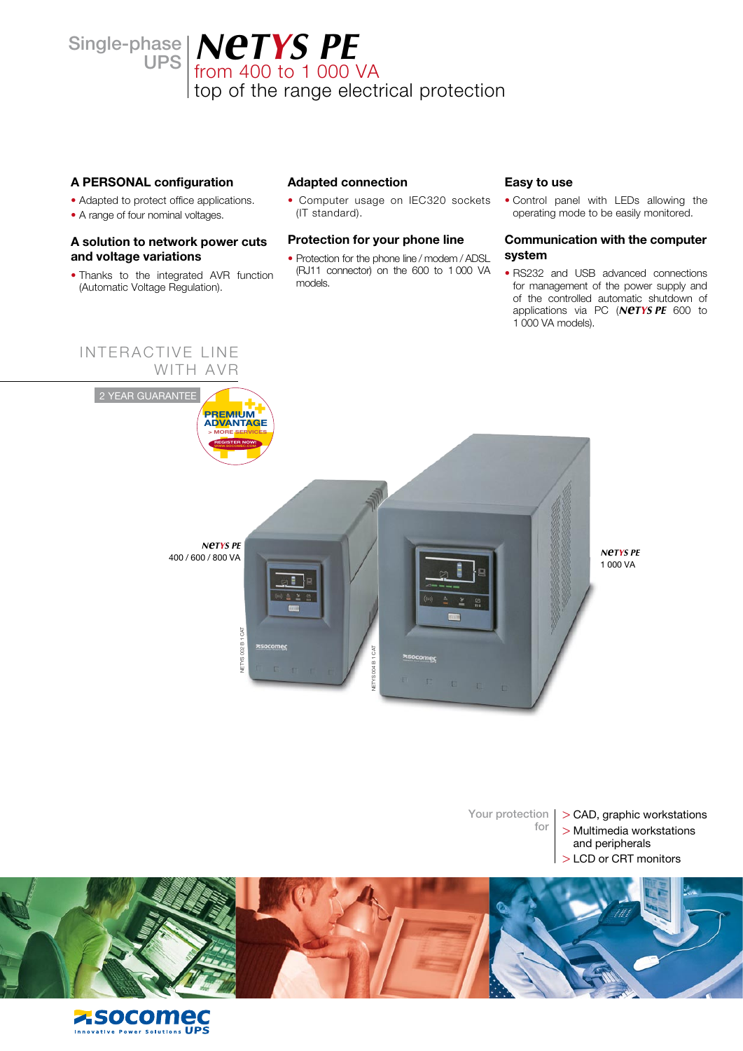Single-phase UPS

# NETYS PE

from 400 to 1 000 VA

top of the range electrical protection

### A PERSONAL configuration

- Adapted to protect office applications.
- A range of four nominal voltages.

### A solution to network power cuts and voltage variations

- Thanks to the integrated AVR function (Automatic Voltage Regulation).

### Adapted connection

- Computer usage on IEC320 sockets (IT standard).

### Protection for your phone line

- Protection for the phone line / modem / ADSL (RJ11 connector) on the 600 to 1 000 VA models.

### Easy to use

- Control panel with LEDs allowing the operating mode to be easily monitored.

### Communication with the computer system

- RS232 and USB advanced connections for management of the power supply and of the controlled automatic shutdown of applications via PC (NETYS PE 600 to 1 000 VA models).

INTERACTIVE LINE WITH AVR

2 YEAR GUARANTEE

PREMIUM ADVANTAGE > MORE SERVICES REGISTER NOW! WWW.SOCOMEC.COM

NETYS PE 400 / 600 / 800 VA

NETYS PE 1 000 VA

Your protection for

- > CAD, graphic workstations
- > Multimedia workstations and peripherals
- > LCD or CRT monitors

socomec Innovative Power Solutions UPS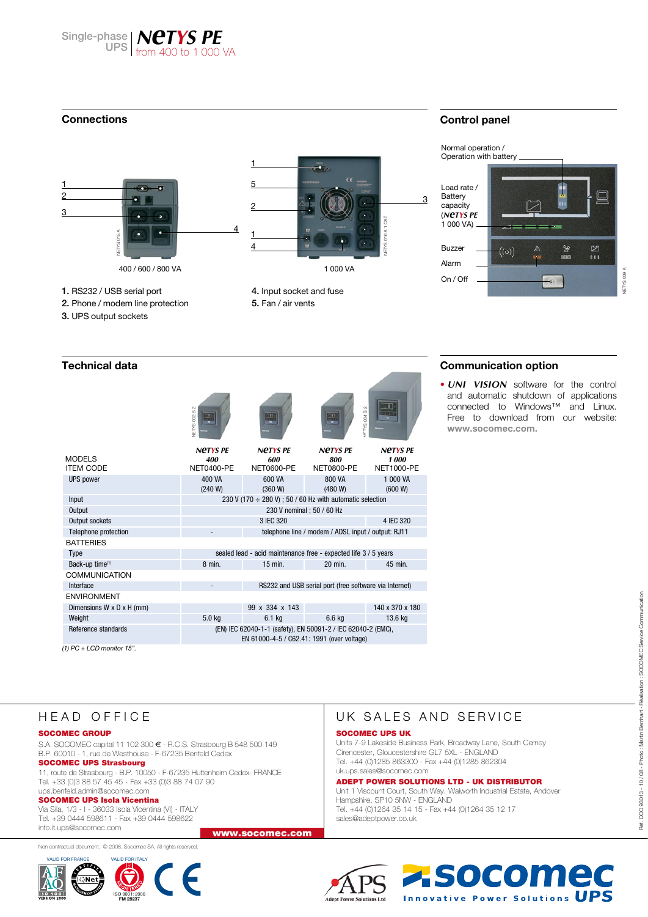Single-phase UPS | NETYS PE from 400 to 1 000 VA

## Connections

1
2
3
4

400 / 600 / 800 VA

1
5
2
1
4
3

1 000 VA

1. RS232 / USB serial port
2. Phone / modem line protection
3. UPS output sockets
4. Input socket and fuse
5. Fan / air vents

## Control panel

Normal operation / Operation with battery

Load rate / Battery capacity (NETYS PE 1 000 VA)

Buzzer

Alarm

On / Off

## Technical data

| MODELS<br>ITEM CODE | NETYS PE 400<br>NET0400-PE | NETYS PE 600<br>NET0600-PE | NETYS PE 800<br>NET0800-PE | NETYS PE 1 000<br>NET1000-PE |
|---|---|---|---|---|
| UPS power | 400 VA (240 W) | 600 VA (360 W) | 800 VA (480 W) | 1 000 VA (600 W) |
| Input | 230 V (170 ÷ 280 V) ; 50 / 60 Hz with automatic selection | | | |
| Output | 230 V nominal ; 50 / 60 Hz | | | |
| Output sockets | 3 IEC 320 | | | 4 IEC 320 |
| Telephone protection | - | telephone line / modem / ADSL input / output: RJ11 | | |
| BATTERIES | | | | |
| Type | sealed lead - acid maintenance free - expected life 3 / 5 years | | | |
| Back-up time(1) | 8 min. | 15 min. | 20 min. | 45 min. |
| COMMUNICATION | | | | |
| Interface | - | RS232 and USB serial port (free software via Internet) | | |
| ENVIRONMENT | | | | |
| Dimensions W x D x H (mm) | 99 x 334 x 143 | | | 140 x 370 x 180 |
| Weight | 5.0 kg | 6.1 kg | 6.6 kg | 13.6 kg |
| Reference standards | (EN) IEC 62040-1-1 (safety), EN 50091-2 / IEC 62040-2 (EMC), EN 61000-4-5 / C62.41: 1991 (over voltage) | | | |

(1) PC + LCD monitor 15".

## Communication option

- *UNI VISION* software for the control and automatic shutdown of applications connected to Windows™ and Linux. Free to download from our website: **www.socomec.com.**

## HEAD OFFICE

**SOCOMEC GROUP**
S.A. SOCOMEC capital 11 102 300 € - R.C.S. Strasbourg B 548 500 149
B.P. 60010 - 1, rue de Westhouse - F-67235 Benfeld Cedex

**SOCOMEC UPS Strasbourg**
11, route de Strasbourg - B.P. 10050 - F-67235 Huttenheim Cedex- FRANCE
Tel. +33 (0)3 88 57 45 45 - Fax +33 (0)3 88 74 07 90
ups.benfeld.admin@socomec.com

**SOCOMEC UPS Isola Vicentina**
Via Sila, 1/3 - I - 36033 Isola Vicentina (VI) - ITALY
Tel. +39 0444 598611 - Fax +39 0444 598622
info.it.ups@socomec.com

**www.socomec.com**

## UK SALES AND SERVICE

**SOCOMEC UPS UK**
Units 7-9 Lakeside Business Park, Broadway Lane, South Cerney
Cirencester, Gloucestershire GL7 5XL - ENGLAND
Tel. +44 (0)1285 863300 - Fax +44 (0)1285 862304
uk.ups.sales@socomec.com

**ADEPT POWER SOLUTIONS LTD - UK DISTRIBUTOR**
Unit 1 Viscount Court, South Way, Walworth Industrial Estate, Andover
Hampshire, SP10 5NW - ENGLAND
Tel. +44 (0)1264 35 14 15 - Fax +44 (0)1264 35 12 17
sales@adeptpower.co.uk

Non contractual document. © 2008, Socomec SA. All rights reserved.

VALID FOR FRANCE — ISO 9001 VERSION 2000
VALID FOR ITALY — ISO 9001: 2000 FM 28237

APS Adept Power Solutions Ltd

socomec Innovative Power Solutions UPS

Réf. DOC 93013 - 10 / 08 - Photo : Martin Bernhart - Réalisation : SOCOMEC Service Communication